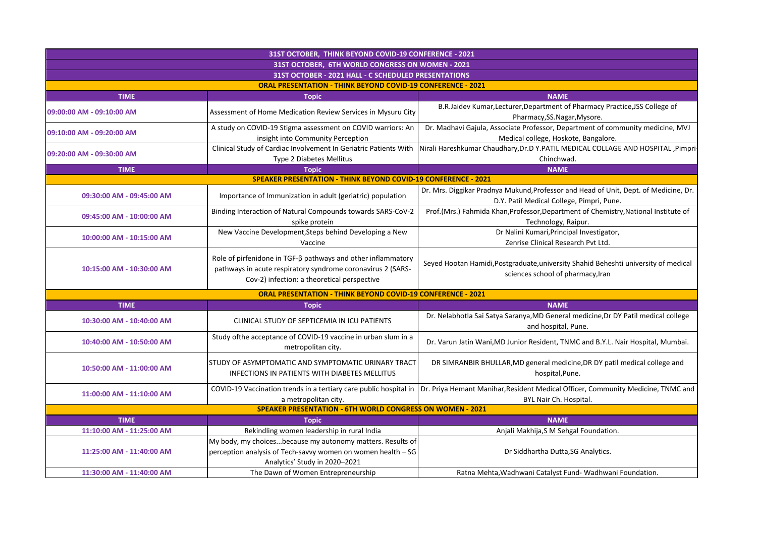| 31ST OCTOBER, THINK BEYOND COVID-19 CONFERENCE - 2021 | | |
|---|---|---|
| 31ST OCTOBER, 6TH WORLD CONGRESS ON WOMEN - 2021 | | |
| 31ST OCTOBER - 2021 HALL - C SCHEDULED PRESENTATIONS | | |
| **ORAL PRESENTATION - THINK BEYOND COVID-19 CONFERENCE - 2021** | | |
| **TIME** | **Topic** | **NAME** |
| 09:00:00 AM - 09:10:00 AM | Assessment of Home Medication Review Services in Mysuru City | B.R.Jaidev Kumar,Lecturer,Department of Pharmacy Practice,JSS College of Pharmacy,SS.Nagar,Mysore. |
| 09:10:00 AM - 09:20:00 AM | A study on COVID-19 Stigma assessment on COVID warriors: An insight into Community Perception | Dr. Madhavi Gajula, Associate Professor, Department of community medicine, MVJ Medical college, Hoskote, Bangalore. |
| 09:20:00 AM - 09:30:00 AM | Clinical Study of Cardiac Involvement In Geriatric Patients With Type 2 Diabetes Mellitus | Nirali Hareshkumar Chaudhary,Dr.D Y.PATIL MEDICAL COLLAGE AND HOSPITAL ,Pimpri-Chinchwad. |
| **TIME** | **Topic** | **NAME** |
| **SPEAKER PRESENTATION - THINK BEYOND COVID-19 CONFERENCE - 2021** | | |
| 09:30:00 AM - 09:45:00 AM | Importance of Immunization in adult (geriatric) population | Dr. Mrs. Diggikar Pradnya Mukund,Professor and Head of Unit, Dept. of Medicine, Dr. D.Y. Patil Medical College, Pimpri, Pune. |
| 09:45:00 AM - 10:00:00 AM | Binding Interaction of Natural Compounds towards SARS-CoV-2 spike protein | Prof.(Mrs.) Fahmida Khan,Professor,Department of Chemistry,National Institute of Technology, Raipur. |
| 10:00:00 AM - 10:15:00 AM | New Vaccine Development,Steps behind Developing a New Vaccine | Dr Nalini Kumari,Principal Investigator, Zenrise Clinical Research Pvt Ltd. |
| 10:15:00 AM - 10:30:00 AM | Role of pirfenidone in TGF-β pathways and other inflammatory pathways in acute respiratory syndrome coronavirus 2 (SARS-Cov-2) infection: a theoretical perspective | Seyed Hootan Hamidi,Postgraduate,university Shahid Beheshti university of medical sciences school of pharmacy,Iran |
| **ORAL PRESENTATION - THINK BEYOND COVID-19 CONFERENCE - 2021** | | |
| **TIME** | **Topic** | **NAME** |
| 10:30:00 AM - 10:40:00 AM | CLINICAL STUDY OF SEPTICEMIA IN ICU PATIENTS | Dr. Nelabhotla Sai Satya Saranya,MD General medicine,Dr DY Patil medical college and hospital, Pune. |
| 10:40:00 AM - 10:50:00 AM | Study ofthe acceptance of COVID-19 vaccine in urban slum in a metropolitan city. | Dr. Varun Jatin Wani,MD Junior Resident, TNMC and B.Y.L. Nair Hospital, Mumbai. |
| 10:50:00 AM - 11:00:00 AM | STUDY OF ASYMPTOMATIC AND SYMPTOMATIC URINARY TRACT INFECTIONS IN PATIENTS WITH DIABETES MELLITUS | DR SIMRANBIR BHULLAR,MD general medicine,DR DY patil medical college and hospital,Pune. |
| 11:00:00 AM - 11:10:00 AM | COVID-19 Vaccination trends in a tertiary care public hospital in a metropolitan city. | Dr. Priya Hemant Manihar,Resident Medical Officer, Community Medicine, TNMC and BYL Nair Ch. Hospital. |
| **SPEAKER PRESENTATION - 6TH WORLD CONGRESS ON WOMEN - 2021** | | |
| **TIME** | **Topic** | **NAME** |
| 11:10:00 AM - 11:25:00 AM | Rekindling women leadership in rural India | Anjali Makhija,S M Sehgal Foundation. |
| 11:25:00 AM - 11:40:00 AM | My body, my choices...because my autonomy matters. Results of perception analysis of Tech-savvy women on women health – SG Analytics' Study in 2020–2021 | Dr Siddhartha Dutta,SG Analytics. |
| 11:30:00 AM - 11:40:00 AM | The Dawn of Women Entrepreneurship | Ratna Mehta,Wadhwani Catalyst Fund- Wadhwani Foundation. |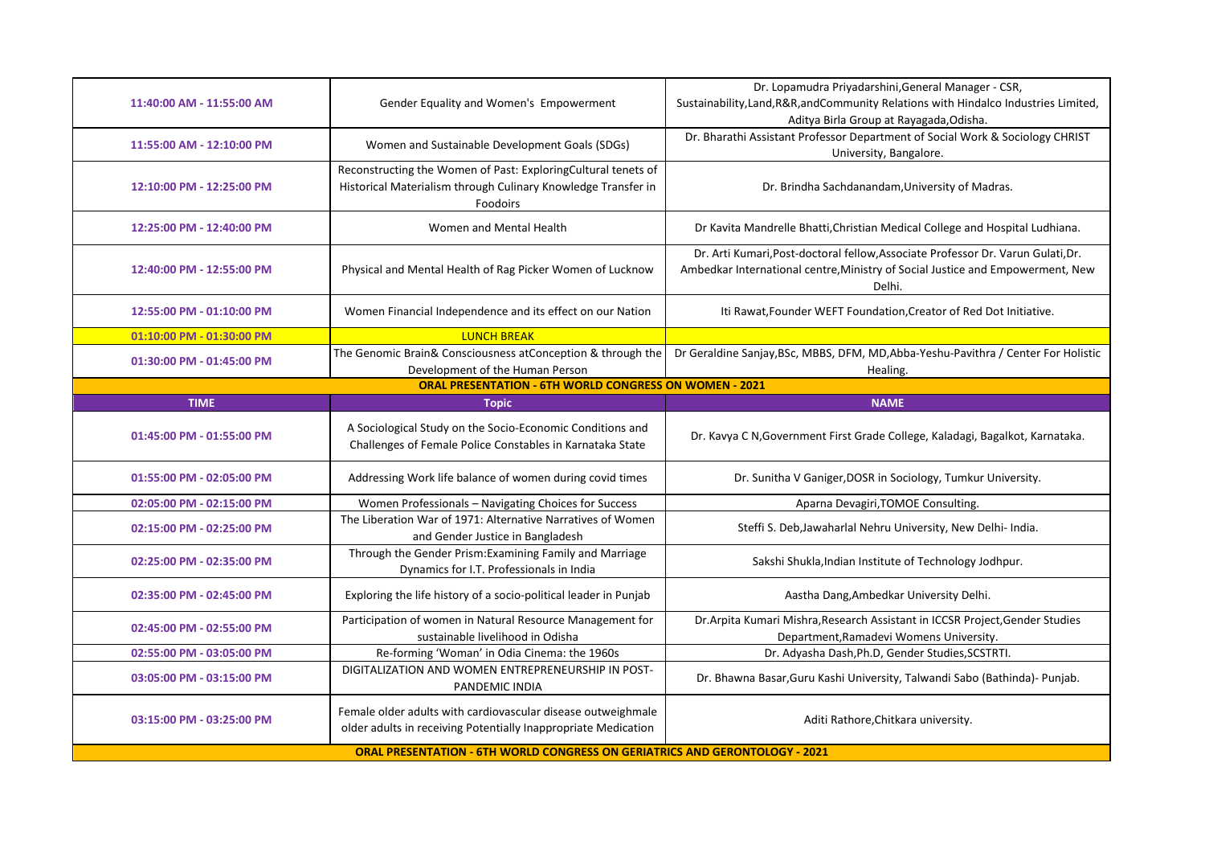| | | |
|---|---|---|
| 11:40:00 AM - 11:55:00 AM | Gender Equality and Women's Empowerment | Dr. Lopamudra Priyadarshini,General Manager - CSR, Sustainability,Land,R&R,andCommunity Relations with Hindalco Industries Limited, Aditya Birla Group at Rayagada,Odisha. |
| 11:55:00 AM - 12:10:00 PM | Women and Sustainable Development Goals (SDGs) | Dr. Bharathi Assistant Professor Department of Social Work & Sociology CHRIST University, Bangalore. |
| 12:10:00 PM - 12:25:00 PM | Reconstructing the Women of Past: ExploringCultural tenets of Historical Materialism through Culinary Knowledge Transfer in Foodoirs | Dr. Brindha Sachdanandam,University of Madras. |
| 12:25:00 PM - 12:40:00 PM | Women and Mental Health | Dr Kavita Mandrelle Bhatti,Christian Medical College and Hospital Ludhiana. |
| 12:40:00 PM - 12:55:00 PM | Physical and Mental Health of Rag Picker Women of Lucknow | Dr. Arti Kumari,Post-doctoral fellow,Associate Professor Dr. Varun Gulati,Dr. Ambedkar International centre,Ministry of Social Justice and Empowerment, New Delhi. |
| 12:55:00 PM - 01:10:00 PM | Women Financial Independence and its effect on our Nation | Iti Rawat,Founder WEFT Foundation,Creator of Red Dot Initiative. |
| 01:10:00 PM - 01:30:00 PM | LUNCH BREAK | |
| 01:30:00 PM - 01:45:00 PM | The Genomic Brain& Consciousness atConception & through the Development of the Human Person | Dr Geraldine Sanjay,BSc, MBBS, DFM, MD,Abba-Yeshu-Pavithra / Center For Holistic Healing. |
| **ORAL PRESENTATION - 6TH WORLD CONGRESS ON WOMEN - 2021** | | |
| **TIME** | **Topic** | **NAME** |
| 01:45:00 PM - 01:55:00 PM | A Sociological Study on the Socio-Economic Conditions and Challenges of Female Police Constables in Karnataka State | Dr. Kavya C N,Government First Grade College, Kaladagi, Bagalkot, Karnataka. |
| 01:55:00 PM - 02:05:00 PM | Addressing Work life balance of women during covid times | Dr. Sunitha V Ganiger,DOSR in Sociology, Tumkur University. |
| 02:05:00 PM - 02:15:00 PM | Women Professionals – Navigating Choices for Success | Aparna Devagiri,TOMOE Consulting. |
| 02:15:00 PM - 02:25:00 PM | The Liberation War of 1971: Alternative Narratives of Women and Gender Justice in Bangladesh | Steffi S. Deb,Jawaharlal Nehru University, New Delhi- India. |
| 02:25:00 PM - 02:35:00 PM | Through the Gender Prism:Examining Family and Marriage Dynamics for I.T. Professionals in India | Sakshi Shukla,Indian Institute of Technology Jodhpur. |
| 02:35:00 PM - 02:45:00 PM | Exploring the life history of a socio-political leader in Punjab | Aastha Dang,Ambedkar University Delhi. |
| 02:45:00 PM - 02:55:00 PM | Participation of women in Natural Resource Management for sustainable livelihood in Odisha | Dr.Arpita Kumari Mishra,Research Assistant in ICCSR Project,Gender Studies Department,Ramadevi Womens University. |
| 02:55:00 PM - 03:05:00 PM | Re-forming 'Woman' in Odia Cinema: the 1960s | Dr. Adyasha Dash,Ph.D, Gender Studies,SCSTRTI. |
| 03:05:00 PM - 03:15:00 PM | DIGITALIZATION AND WOMEN ENTREPRENEURSHIP IN POST-PANDEMIC INDIA | Dr. Bhawna Basar,Guru Kashi University, Talwandi Sabo (Bathinda)- Punjab. |
| 03:15:00 PM - 03:25:00 PM | Female older adults with cardiovascular disease outweighmale older adults in receiving Potentially Inappropriate Medication | Aditi Rathore,Chitkara university. |
| **ORAL PRESENTATION - 6TH WORLD CONGRESS ON GERIATRICS AND GERONTOLOGY - 2021** | | |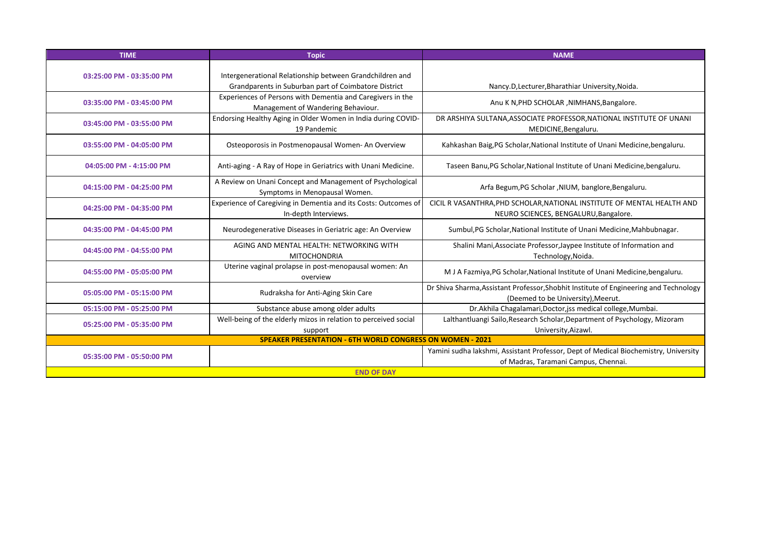| TIME | Topic | NAME |
| --- | --- | --- |
| 03:25:00 PM - 03:35:00 PM | Intergenerational Relationship between Grandchildren and Grandparents in Suburban part of Coimbatore District | Nancy.D,Lecturer,Bharathiar University,Noida. |
| 03:35:00 PM - 03:45:00 PM | Experiences of Persons with Dementia and Caregivers in the Management of Wandering Behaviour. | Anu K N,PHD SCHOLAR ,NIMHANS,Bangalore. |
| 03:45:00 PM - 03:55:00 PM | Endorsing Healthy Aging in Older Women in India during COVID-19 Pandemic | DR ARSHIYA SULTANA,ASSOCIATE PROFESSOR,NATIONAL INSTITUTE OF UNANI MEDICINE,Bengaluru. |
| 03:55:00 PM - 04:05:00 PM | Osteoporosis in Postmenopausal Women- An Overview | Kahkashan Baig,PG Scholar,National Institute of Unani Medicine,bengaluru. |
| 04:05:00 PM - 4:15:00 PM | Anti-aging - A Ray of Hope in Geriatrics with Unani Medicine. | Taseen Banu,PG Scholar,National Institute of Unani Medicine,bengaluru. |
| 04:15:00 PM - 04:25:00 PM | A Review on Unani Concept and Management of Psychological Symptoms in Menopausal Women. | Arfa Begum,PG Scholar ,NIUM, banglore,Bengaluru. |
| 04:25:00 PM - 04:35:00 PM | Experience of Caregiving in Dementia and its Costs: Outcomes of In-depth Interviews. | CICIL R VASANTHRA,PHD SCHOLAR,NATIONAL INSTITUTE OF MENTAL HEALTH AND NEURO SCIENCES, BENGALURU,Bangalore. |
| 04:35:00 PM - 04:45:00 PM | Neurodegenerative Diseases in Geriatric age: An Overview | Sumbul,PG Scholar,National Institute of Unani Medicine,Mahbubnagar. |
| 04:45:00 PM - 04:55:00 PM | AGING AND MENTAL HEALTH: NETWORKING WITH MITOCHONDRIA | Shalini Mani,Associate Professor,Jaypee Institute of Information and Technology,Noida. |
| 04:55:00 PM - 05:05:00 PM | Uterine vaginal prolapse in post-menopausal women: An overview | M J A Fazmiya,PG Scholar,National Institute of Unani Medicine,bengaluru. |
| 05:05:00 PM - 05:15:00 PM | Rudraksha for Anti-Aging Skin Care | Dr Shiva Sharma,Assistant Professor,Shobhit Institute of Engineering and Technology (Deemed to be University),Meerut. |
| 05:15:00 PM - 05:25:00 PM | Substance abuse among older adults | Dr.Akhila Chagalamari,Doctor,jss medical college,Mumbai. |
| 05:25:00 PM - 05:35:00 PM | Well-being of the elderly mizos in relation to perceived social support | Lalthantluangi Sailo,Research Scholar,Department of Psychology, Mizoram University,Aizawl. |
| **SPEAKER PRESENTATION - 6TH WORLD CONGRESS ON WOMEN - 2021** | | |
| 05:35:00 PM - 05:50:00 PM | | Yamini sudha lakshmi, Assistant Professor, Dept of Medical Biochemistry, University of Madras, Taramani Campus, Chennai. |
| **END OF DAY** | | |